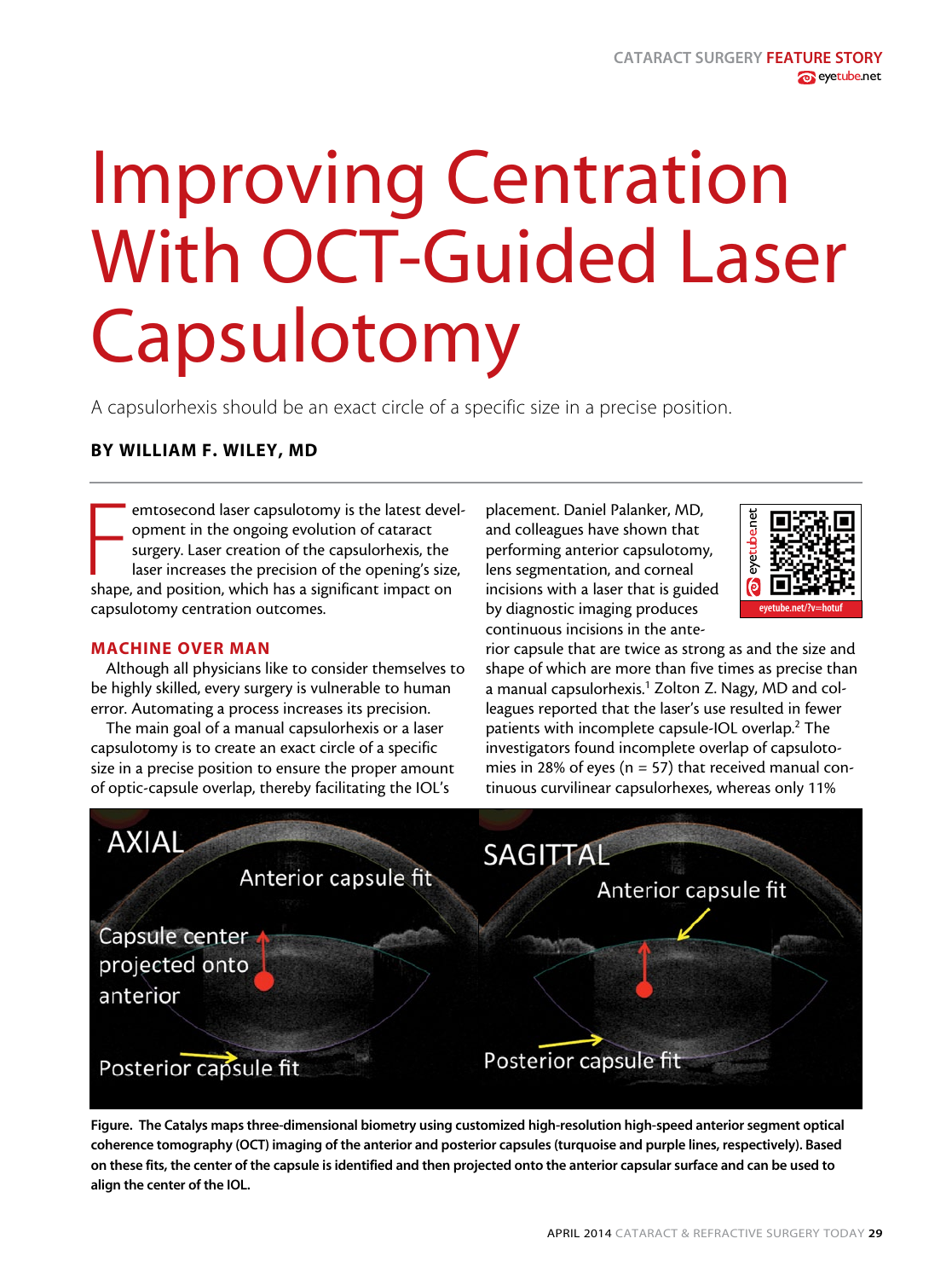# Improving Centration With OCT-Guided Laser Capsulotomy

A capsulorhexis should be an exact circle of a specific size in a precise position.

**BY WILLIAM F. WILEY, MD**

Femtosecond laser capsulotomy is the latest development in the ongoing evolution of cataract surgery. Laser creation of the capsulorhexis, the laser increases the precision of the opening's size, shape, and position, which has a significant impact on capsulotomy centration outcomes.

## MACHINE OVER MAN

Although all physicians like to consider themselves to be highly skilled, every surgery is vulnerable to human error. Automating a process increases its precision.

The main goal of a manual capsulorhexis or a laser capsulotomy is to create an exact circle of a specific size in a precise position to ensure the proper amount of optic-capsule overlap, thereby facilitating the IOL's placement. Daniel Palanker, MD, and colleagues have shown that performing anterior capsulotomy, lens segmentation, and corneal incisions with a laser that is guided by diagnostic imaging produces continuous incisions in the anterior capsule that are twice as strong as and the size and shape of which are more than five times as precise than a manual capsulorhexis.[1] Zolton Z. Nagy, MD and colleagues reported that the laser's use resulted in fewer patients with incomplete capsule-IOL overlap.[2] The investigators found incomplete overlap of capsulotomies in 28% of eyes (n = 57) that received manual continuous curvilinear capsulorhexes, whereas only 11%

eyetube.net/?v=hotuf

**Figure. The Catalys maps three-dimensional biometry using customized high-resolution high-speed anterior segment optical coherence tomography (OCT) imaging of the anterior and posterior capsules (turquoise and purple lines, respectively). Based on these fits, the center of the capsule is identified and then projected onto the anterior capsular surface and can be used to align the center of the IOL.**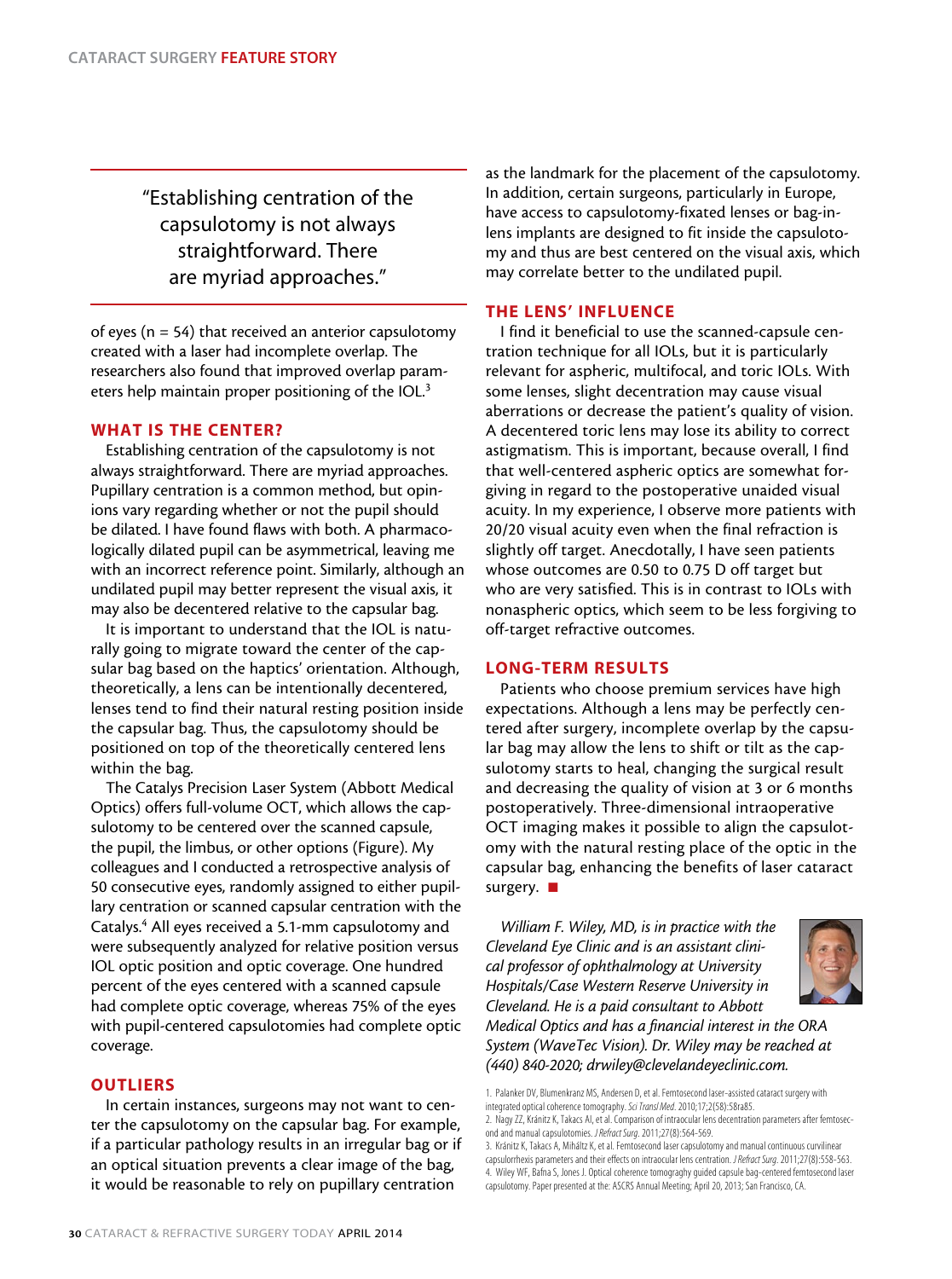> "Establishing centration of the capsulotomy is not always straightforward. There are myriad approaches."

of eyes (n = 54) that received an anterior capsulotomy created with a laser had incomplete overlap. The researchers also found that improved overlap parameters help maintain proper positioning of the IOL.[3]

## WHAT IS THE CENTER?

Establishing centration of the capsulotomy is not always straightforward. There are myriad approaches. Pupillary centration is a common method, but opinions vary regarding whether or not the pupil should be dilated. I have found flaws with both. A pharmacologically dilated pupil can be asymmetrical, leaving me with an incorrect reference point. Similarly, although an undilated pupil may better represent the visual axis, it may also be decentered relative to the capsular bag.

It is important to understand that the IOL is naturally going to migrate toward the center of the capsular bag based on the haptics' orientation. Although, theoretically, a lens can be intentionally decentered, lenses tend to find their natural resting position inside the capsular bag. Thus, the capsulotomy should be positioned on top of the theoretically centered lens within the bag.

The Catalys Precision Laser System (Abbott Medical Optics) offers full-volume OCT, which allows the capsulotomy to be centered over the scanned capsule, the pupil, the limbus, or other options (Figure). My colleagues and I conducted a retrospective analysis of 50 consecutive eyes, randomly assigned to either pupillary centration or scanned capsular centration with the Catalys.[4] All eyes received a 5.1-mm capsulotomy and were subsequently analyzed for relative position versus IOL optic position and optic coverage. One hundred percent of the eyes centered with a scanned capsule had complete optic coverage, whereas 75% of the eyes with pupil-centered capsulotomies had complete optic coverage.

## OUTLIERS

In certain instances, surgeons may not want to center the capsulotomy on the capsular bag. For example, if a particular pathology results in an irregular bag or if an optical situation prevents a clear image of the bag, it would be reasonable to rely on pupillary centration as the landmark for the placement of the capsulotomy. In addition, certain surgeons, particularly in Europe, have access to capsulotomy-fixated lenses or bag-in-lens implants are designed to fit inside the capsulotomy and thus are best centered on the visual axis, which may correlate better to the undilated pupil.

## THE LENS' INFLUENCE

I find it beneficial to use the scanned-capsule centration technique for all IOLs, but it is particularly relevant for aspheric, multifocal, and toric IOLs. With some lenses, slight decentration may cause visual aberrations or decrease the patient's quality of vision. A decentered toric lens may lose its ability to correct astigmatism. This is important, because overall, I find that well-centered aspheric optics are somewhat forgiving in regard to the postoperative unaided visual acuity. In my experience, I observe more patients with 20/20 visual acuity even when the final refraction is slightly off target. Anecdotally, I have seen patients whose outcomes are 0.50 to 0.75 D off target but who are very satisfied. This is in contrast to IOLs with nonaspheric optics, which seem to be less forgiving to off-target refractive outcomes.

## LONG-TERM RESULTS

Patients who choose premium services have high expectations. Although a lens may be perfectly centered after surgery, incomplete overlap by the capsular bag may allow the lens to shift or tilt as the capsulotomy starts to heal, changing the surgical result and decreasing the quality of vision at 3 or 6 months postoperatively. Three-dimensional intraoperative OCT imaging makes it possible to align the capsulotomy with the natural resting place of the optic in the capsular bag, enhancing the benefits of laser cataract surgery. ■

*William F. Wiley, MD, is in practice with the Cleveland Eye Clinic and is an assistant clinical professor of ophthalmology at University Hospitals/Case Western Reserve University in Cleveland. He is a paid consultant to Abbott Medical Optics and has a financial interest in the ORA System (WaveTec Vision). Dr. Wiley may be reached at (440) 840-2020; drwiley@clevelandeyeclinic.com.*

1. Palanker DV, Blumenkranz MS, Andersen D, et al. Femtosecond laser-assisted cataract surgery with integrated optical coherence tomography. *Sci Transl Med*. 2010;17;2(58):58ra85.
2. Nagy ZZ, Kránitz K, Takacs AI, et al. Comparison of intraocular lens decentration parameters after femtosecond and manual capsulotomies. *J Refract Surg*. 2011;27(8):564-569.
3. Kránitz K, Takacs A, Mihá1tz K, et al. Femtosecond laser capsulotomy and manual continuous curvilinear capsulorrhexis parameters and their effects on intraocular lens centration. *J Refract Surg*. 2011;27(8):558-563.
4. Wiley WF, Bafna S, Jones J. Optical coherence tomography guided capsule bag-centered femtosecond laser capsulotomy. Paper presented at the: ASCRS Annual Meeting; April 20, 2013; San Francisco, CA.